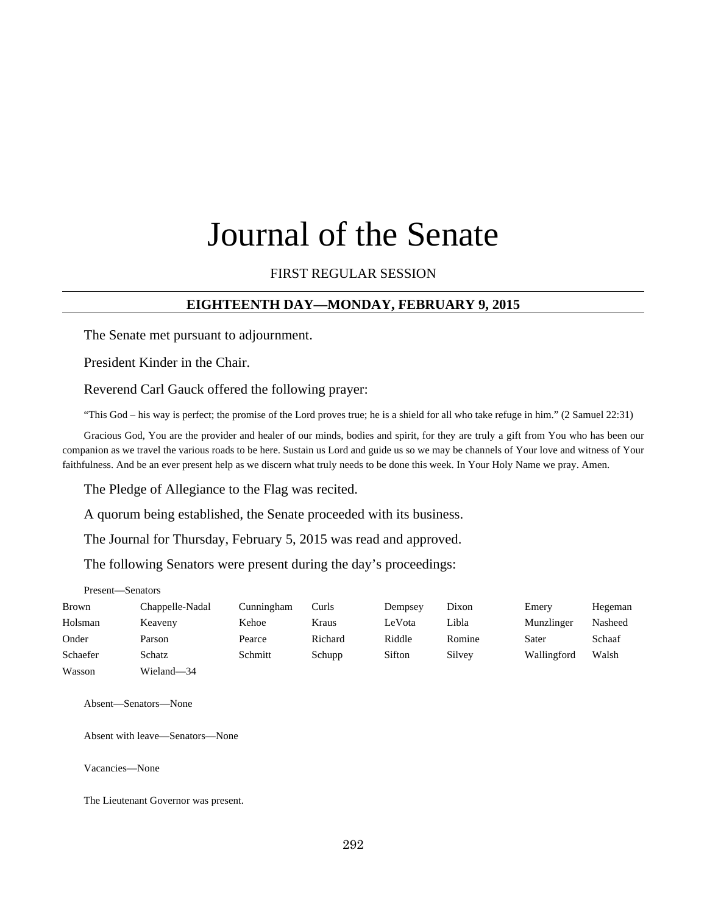# Journal of the Senate

FIRST REGULAR SESSION

## EIGHTEENTH DAY—MONDAY, FEBRUARY 9, 2015

The Senate met pursuant to adjournment.

President Kinder in the Chair.

Reverend Carl Gauck offered the following prayer:

"This God – his way is perfect; the promise of the Lord proves true; he is a shield for all who take refuge in him." (2 Samuel 22:31)

Gracious God, You are the provider and healer of our minds, bodies and spirit, for they are truly a gift from You who has been our companion as we travel the various roads to be here. Sustain us Lord and guide us so we may be channels of Your love and witness of Your faithfulness. And be an ever present help as we discern what truly needs to be done this week. In Your Holy Name we pray. Amen.

The Pledge of Allegiance to the Flag was recited.

A quorum being established, the Senate proceeded with its business.

The Journal for Thursday, February 5, 2015 was read and approved.

The following Senators were present during the day's proceedings:

Present—Senators

| | | | | | | | |
|---|---|---|---|---|---|---|---|
| Brown | Chappelle-Nadal | Cunningham | Curls | Dempsey | Dixon | Emery | Hegeman |
| Holsman | Keaveny | Kehoe | Kraus | LeVota | Libla | Munzlinger | Nasheed |
| Onder | Parson | Pearce | Richard | Riddle | Romine | Sater | Schaaf |
| Schaefer | Schatz | Schmitt | Schupp | Sifton | Silvey | Wallingford | Walsh |
| Wasson | Wieland—34 | | | | | | |

Absent—Senators—None

Absent with leave—Senators—None

Vacancies—None

The Lieutenant Governor was present.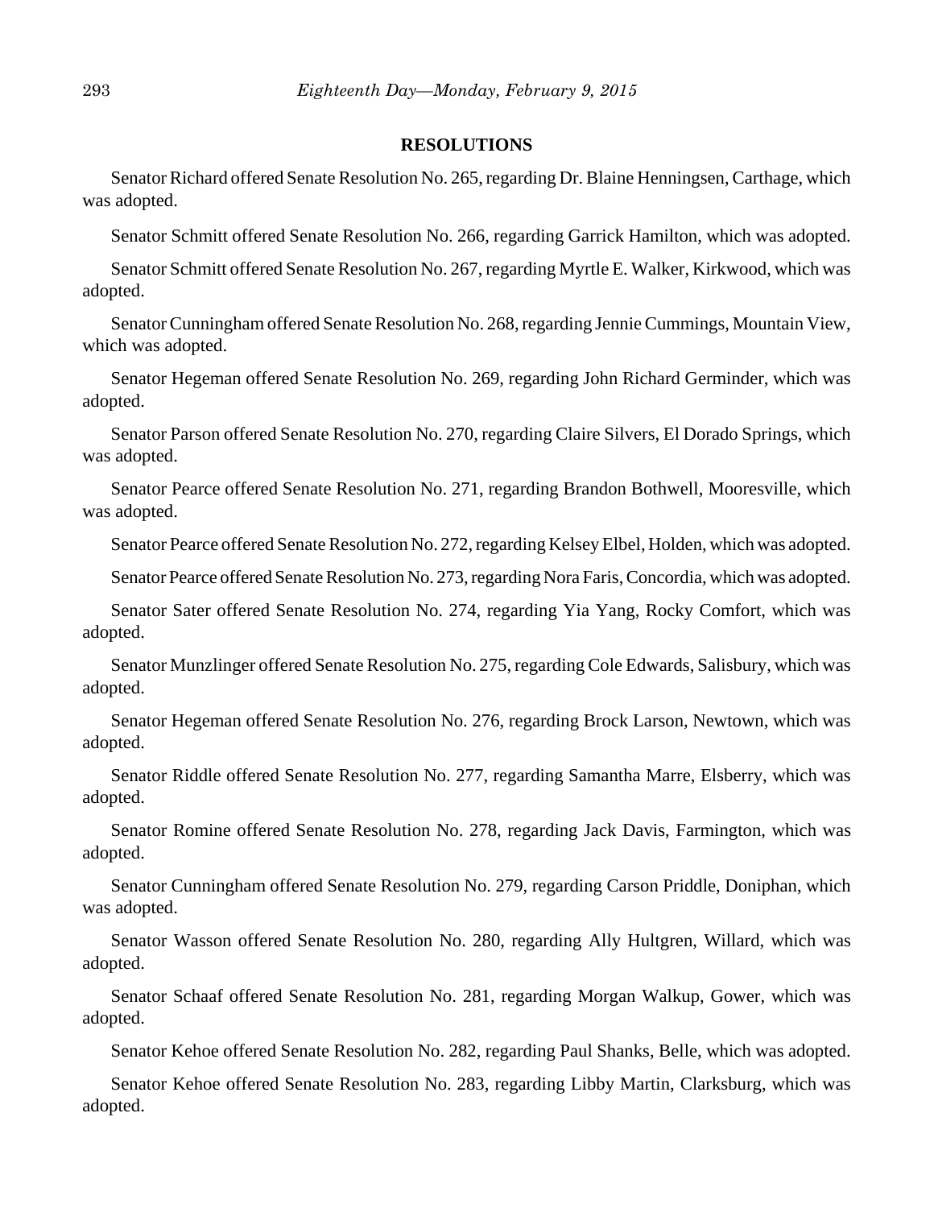## RESOLUTIONS

Senator Richard offered Senate Resolution No. 265, regarding Dr. Blaine Henningsen, Carthage, which was adopted.

Senator Schmitt offered Senate Resolution No. 266, regarding Garrick Hamilton, which was adopted.

Senator Schmitt offered Senate Resolution No. 267, regarding Myrtle E. Walker, Kirkwood, which was adopted.

Senator Cunningham offered Senate Resolution No. 268, regarding Jennie Cummings, Mountain View, which was adopted.

Senator Hegeman offered Senate Resolution No. 269, regarding John Richard Germinder, which was adopted.

Senator Parson offered Senate Resolution No. 270, regarding Claire Silvers, El Dorado Springs, which was adopted.

Senator Pearce offered Senate Resolution No. 271, regarding Brandon Bothwell, Mooresville, which was adopted.

Senator Pearce offered Senate Resolution No. 272, regarding Kelsey Elbel, Holden, which was adopted.

Senator Pearce offered Senate Resolution No. 273, regarding Nora Faris, Concordia, which was adopted.

Senator Sater offered Senate Resolution No. 274, regarding Yia Yang, Rocky Comfort, which was adopted.

Senator Munzlinger offered Senate Resolution No. 275, regarding Cole Edwards, Salisbury, which was adopted.

Senator Hegeman offered Senate Resolution No. 276, regarding Brock Larson, Newtown, which was adopted.

Senator Riddle offered Senate Resolution No. 277, regarding Samantha Marre, Elsberry, which was adopted.

Senator Romine offered Senate Resolution No. 278, regarding Jack Davis, Farmington, which was adopted.

Senator Cunningham offered Senate Resolution No. 279, regarding Carson Priddle, Doniphan, which was adopted.

Senator Wasson offered Senate Resolution No. 280, regarding Ally Hultgren, Willard, which was adopted.

Senator Schaaf offered Senate Resolution No. 281, regarding Morgan Walkup, Gower, which was adopted.

Senator Kehoe offered Senate Resolution No. 282, regarding Paul Shanks, Belle, which was adopted.

Senator Kehoe offered Senate Resolution No. 283, regarding Libby Martin, Clarksburg, which was adopted.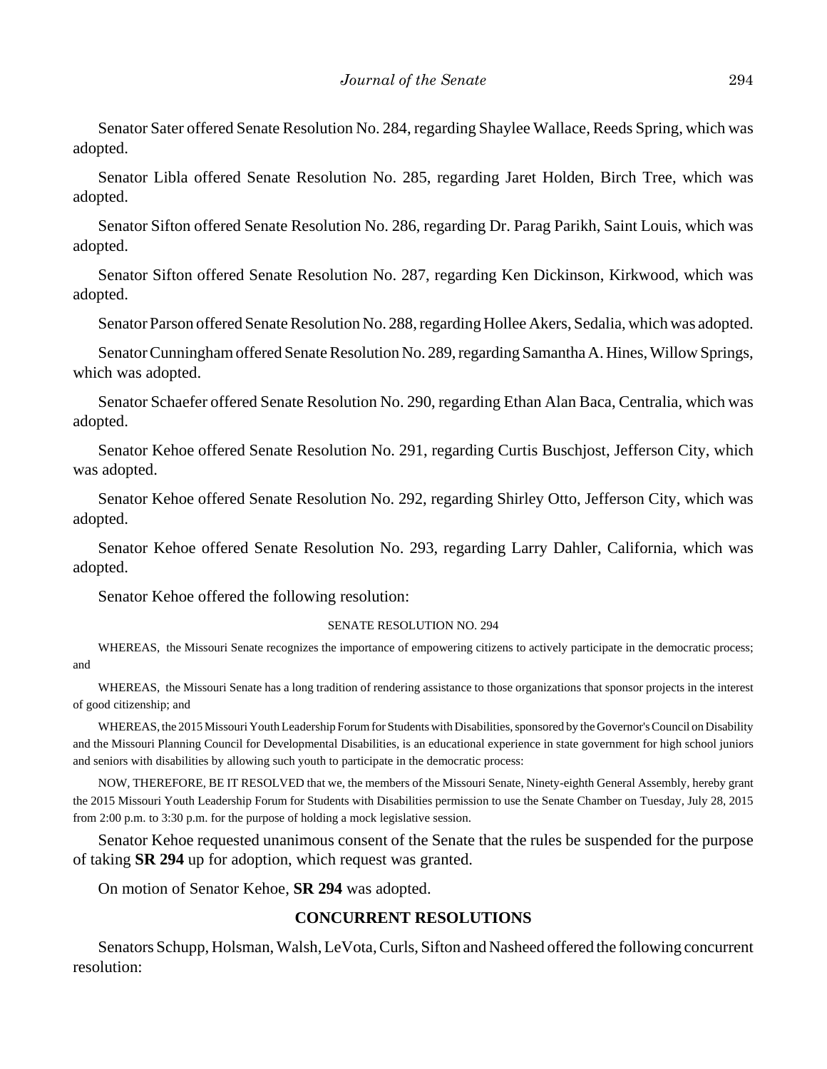Senator Sater offered Senate Resolution No. 284, regarding Shaylee Wallace, Reeds Spring, which was adopted.

Senator Libla offered Senate Resolution No. 285, regarding Jaret Holden, Birch Tree, which was adopted.

Senator Sifton offered Senate Resolution No. 286, regarding Dr. Parag Parikh, Saint Louis, which was adopted.

Senator Sifton offered Senate Resolution No. 287, regarding Ken Dickinson, Kirkwood, which was adopted.

Senator Parson offered Senate Resolution No. 288, regarding Hollee Akers, Sedalia, which was adopted.

Senator Cunningham offered Senate Resolution No. 289, regarding Samantha A. Hines, Willow Springs, which was adopted.

Senator Schaefer offered Senate Resolution No. 290, regarding Ethan Alan Baca, Centralia, which was adopted.

Senator Kehoe offered Senate Resolution No. 291, regarding Curtis Buschjost, Jefferson City, which was adopted.

Senator Kehoe offered Senate Resolution No. 292, regarding Shirley Otto, Jefferson City, which was adopted.

Senator Kehoe offered Senate Resolution No. 293, regarding Larry Dahler, California, which was adopted.

Senator Kehoe offered the following resolution:

SENATE RESOLUTION NO. 294

WHEREAS, the Missouri Senate recognizes the importance of empowering citizens to actively participate in the democratic process; and

WHEREAS, the Missouri Senate has a long tradition of rendering assistance to those organizations that sponsor projects in the interest of good citizenship; and

WHEREAS, the 2015 Missouri Youth Leadership Forum for Students with Disabilities, sponsored by the Governor's Council on Disability and the Missouri Planning Council for Developmental Disabilities, is an educational experience in state government for high school juniors and seniors with disabilities by allowing such youth to participate in the democratic process:

NOW, THEREFORE, BE IT RESOLVED that we, the members of the Missouri Senate, Ninety-eighth General Assembly, hereby grant the 2015 Missouri Youth Leadership Forum for Students with Disabilities permission to use the Senate Chamber on Tuesday, July 28, 2015 from 2:00 p.m. to 3:30 p.m. for the purpose of holding a mock legislative session.

Senator Kehoe requested unanimous consent of the Senate that the rules be suspended for the purpose of taking **SR 294** up for adoption, which request was granted.

On motion of Senator Kehoe, **SR 294** was adopted.

## CONCURRENT RESOLUTIONS

Senators Schupp, Holsman, Walsh, LeVota, Curls, Sifton and Nasheed offered the following concurrent resolution: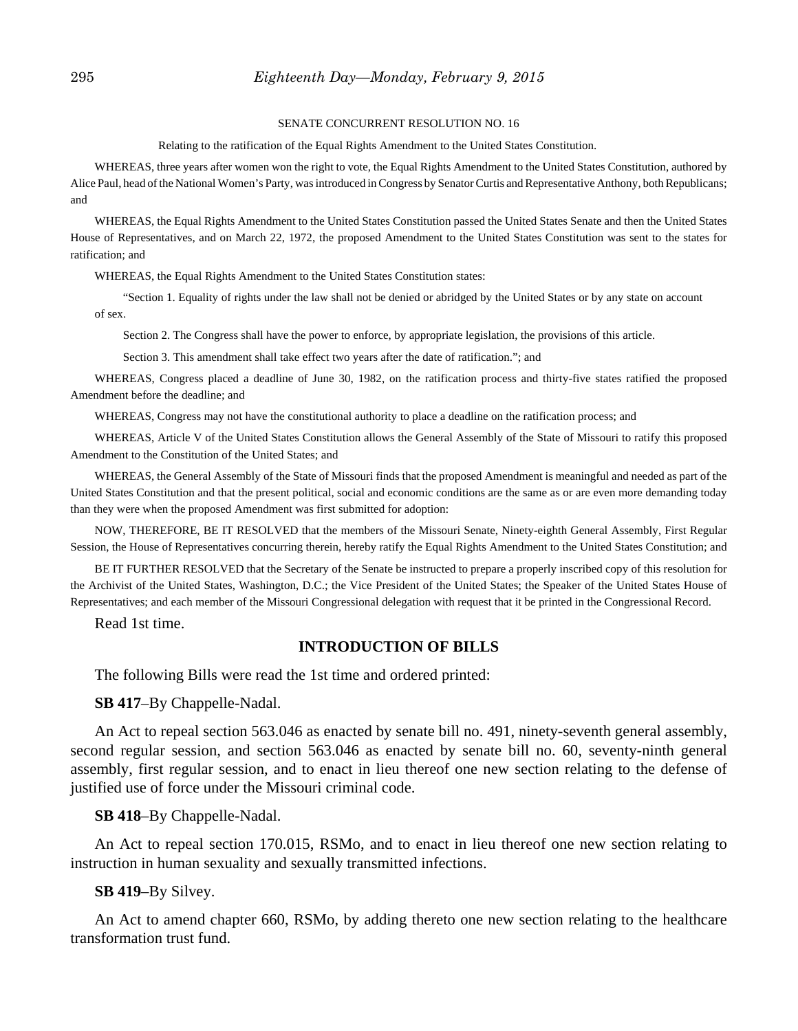SENATE CONCURRENT RESOLUTION NO. 16

Relating to the ratification of the Equal Rights Amendment to the United States Constitution.

WHEREAS, three years after women won the right to vote, the Equal Rights Amendment to the United States Constitution, authored by Alice Paul, head of the National Women's Party, was introduced in Congress by Senator Curtis and Representative Anthony, both Republicans; and

WHEREAS, the Equal Rights Amendment to the United States Constitution passed the United States Senate and then the United States House of Representatives, and on March 22, 1972, the proposed Amendment to the United States Constitution was sent to the states for ratification; and

WHEREAS, the Equal Rights Amendment to the United States Constitution states:

> "Section 1. Equality of rights under the law shall not be denied or abridged by the United States or by any state on account of sex.
>
> Section 2. The Congress shall have the power to enforce, by appropriate legislation, the provisions of this article.
>
> Section 3. This amendment shall take effect two years after the date of ratification."; and

WHEREAS, Congress placed a deadline of June 30, 1982, on the ratification process and thirty-five states ratified the proposed Amendment before the deadline; and

WHEREAS, Congress may not have the constitutional authority to place a deadline on the ratification process; and

WHEREAS, Article V of the United States Constitution allows the General Assembly of the State of Missouri to ratify this proposed Amendment to the Constitution of the United States; and

WHEREAS, the General Assembly of the State of Missouri finds that the proposed Amendment is meaningful and needed as part of the United States Constitution and that the present political, social and economic conditions are the same as or are even more demanding today than they were when the proposed Amendment was first submitted for adoption:

NOW, THEREFORE, BE IT RESOLVED that the members of the Missouri Senate, Ninety-eighth General Assembly, First Regular Session, the House of Representatives concurring therein, hereby ratify the Equal Rights Amendment to the United States Constitution; and

BE IT FURTHER RESOLVED that the Secretary of the Senate be instructed to prepare a properly inscribed copy of this resolution for the Archivist of the United States, Washington, D.C.; the Vice President of the United States; the Speaker of the United States House of Representatives; and each member of the Missouri Congressional delegation with request that it be printed in the Congressional Record.

Read 1st time.

## INTRODUCTION OF BILLS

The following Bills were read the 1st time and ordered printed:

**SB 417**–By Chappelle-Nadal.

An Act to repeal section 563.046 as enacted by senate bill no. 491, ninety-seventh general assembly, second regular session, and section 563.046 as enacted by senate bill no. 60, seventy-ninth general assembly, first regular session, and to enact in lieu thereof one new section relating to the defense of justified use of force under the Missouri criminal code.

**SB 418**–By Chappelle-Nadal.

An Act to repeal section 170.015, RSMo, and to enact in lieu thereof one new section relating to instruction in human sexuality and sexually transmitted infections.

**SB 419**–By Silvey.

An Act to amend chapter 660, RSMo, by adding thereto one new section relating to the healthcare transformation trust fund.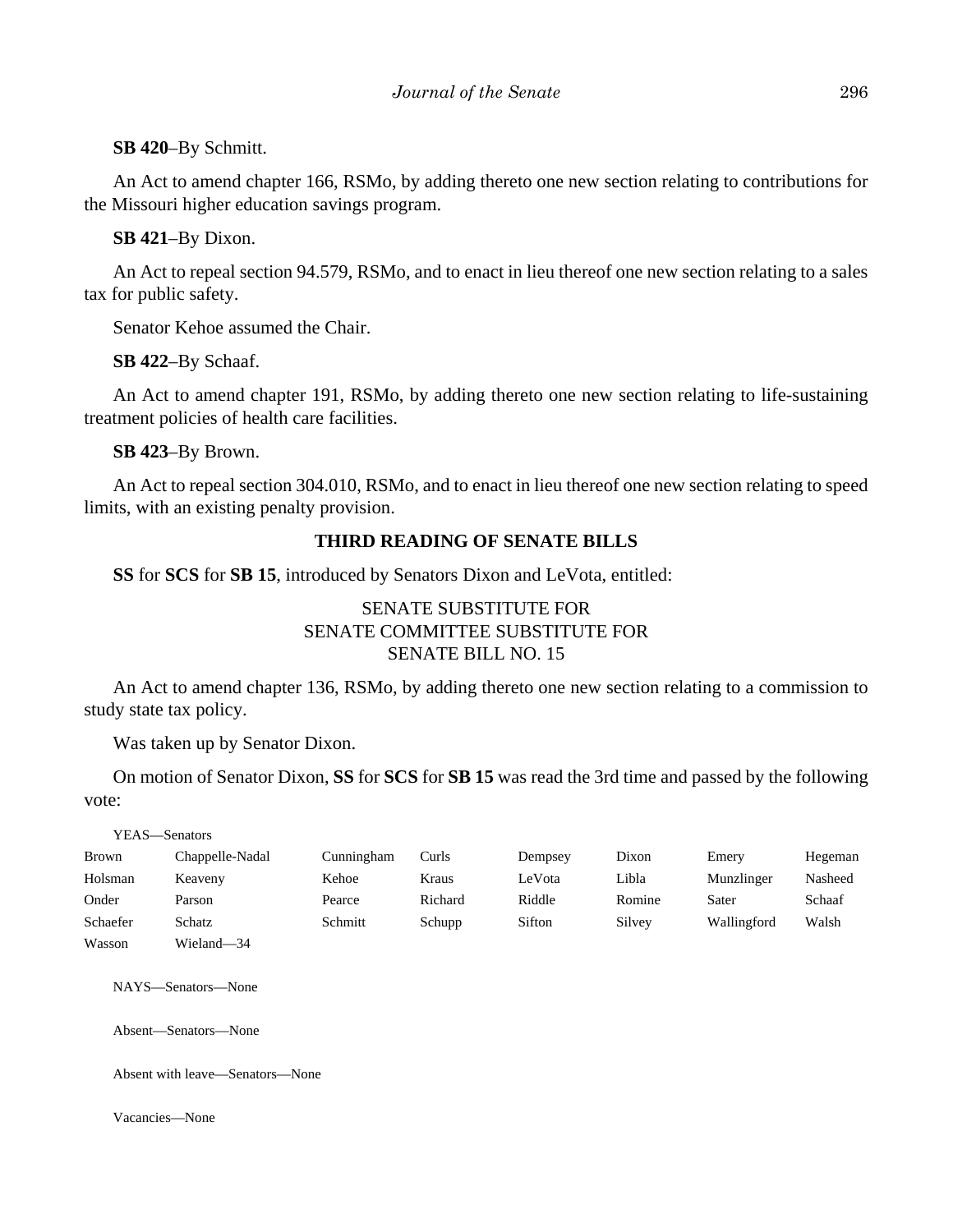**SB 420**–By Schmitt.

An Act to amend chapter 166, RSMo, by adding thereto one new section relating to contributions for the Missouri higher education savings program.

**SB 421**–By Dixon.

An Act to repeal section 94.579, RSMo, and to enact in lieu thereof one new section relating to a sales tax for public safety.

Senator Kehoe assumed the Chair.

**SB 422**–By Schaaf.

An Act to amend chapter 191, RSMo, by adding thereto one new section relating to life-sustaining treatment policies of health care facilities.

**SB 423**–By Brown.

An Act to repeal section 304.010, RSMo, and to enact in lieu thereof one new section relating to speed limits, with an existing penalty provision.

## THIRD READING OF SENATE BILLS

**SS** for **SCS** for **SB 15**, introduced by Senators Dixon and LeVota, entitled:

SENATE SUBSTITUTE FOR
SENATE COMMITTEE SUBSTITUTE FOR
SENATE BILL NO. 15

An Act to amend chapter 136, RSMo, by adding thereto one new section relating to a commission to study state tax policy.

Was taken up by Senator Dixon.

On motion of Senator Dixon, **SS** for **SCS** for **SB 15** was read the 3rd time and passed by the following vote:

YEAS—Senators

| | | | | | | | |
|---|---|---|---|---|---|---|---|
| Brown | Chappelle-Nadal | Cunningham | Curls | Dempsey | Dixon | Emery | Hegeman |
| Holsman | Keaveny | Kehoe | Kraus | LeVota | Libla | Munzlinger | Nasheed |
| Onder | Parson | Pearce | Richard | Riddle | Romine | Sater | Schaaf |
| Schaefer | Schatz | Schmitt | Schupp | Sifton | Silvey | Wallingford | Walsh |
| Wasson | Wieland—34 | | | | | | |

NAYS—Senators—None

Absent—Senators—None

Absent with leave—Senators—None

Vacancies—None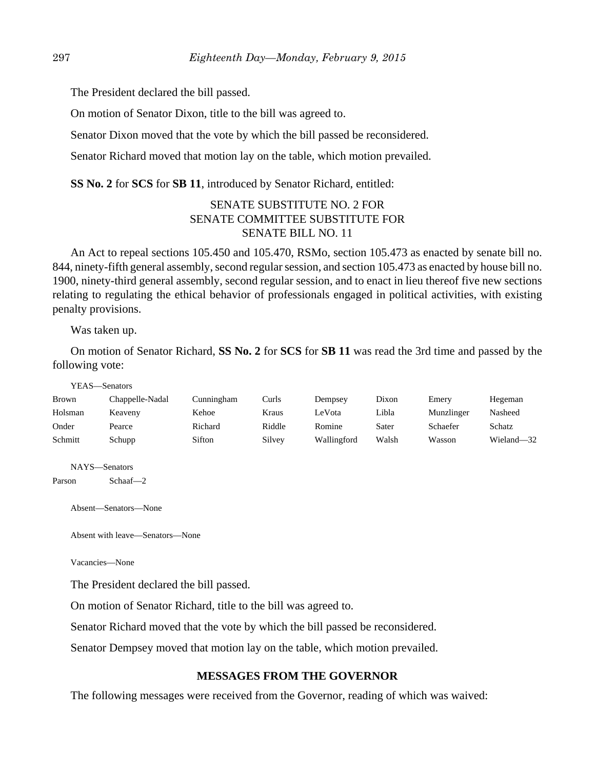The President declared the bill passed.

On motion of Senator Dixon, title to the bill was agreed to.

Senator Dixon moved that the vote by which the bill passed be reconsidered.

Senator Richard moved that motion lay on the table, which motion prevailed.

**SS No. 2** for **SCS** for **SB 11**, introduced by Senator Richard, entitled:

SENATE SUBSTITUTE NO. 2 FOR
SENATE COMMITTEE SUBSTITUTE FOR
SENATE BILL NO. 11

An Act to repeal sections 105.450 and 105.470, RSMo, section 105.473 as enacted by senate bill no. 844, ninety-fifth general assembly, second regular session, and section 105.473 as enacted by house bill no. 1900, ninety-third general assembly, second regular session, and to enact in lieu thereof five new sections relating to regulating the ethical behavior of professionals engaged in political activities, with existing penalty provisions.

Was taken up.

On motion of Senator Richard, **SS No. 2** for **SCS** for **SB 11** was read the 3rd time and passed by the following vote:

YEAS—Senators

| | | | | | | | |
|---|---|---|---|---|---|---|---|
| Brown | Chappelle-Nadal | Cunningham | Curls | Dempsey | Dixon | Emery | Hegeman |
| Holsman | Keaveny | Kehoe | Kraus | LeVota | Libla | Munzlinger | Nasheed |
| Onder | Pearce | Richard | Riddle | Romine | Sater | Schaefer | Schatz |
| Schmitt | Schupp | Sifton | Silvey | Wallingford | Walsh | Wasson | Wieland—32 |

NAYS—Senators

Parson Schaaf—2

Absent—Senators—None

Absent with leave—Senators—None

Vacancies—None

The President declared the bill passed.

On motion of Senator Richard, title to the bill was agreed to.

Senator Richard moved that the vote by which the bill passed be reconsidered.

Senator Dempsey moved that motion lay on the table, which motion prevailed.

## MESSAGES FROM THE GOVERNOR

The following messages were received from the Governor, reading of which was waived: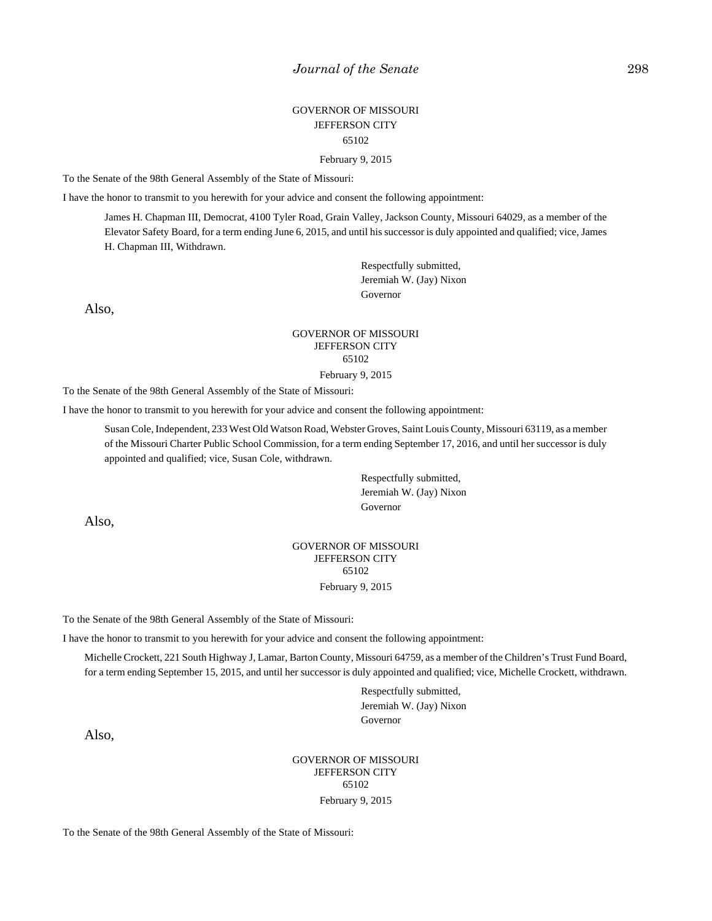GOVERNOR OF MISSOURI
JEFFERSON CITY
65102

February 9, 2015

To the Senate of the 98th General Assembly of the State of Missouri:

I have the honor to transmit to you herewith for your advice and consent the following appointment:

> James H. Chapman III, Democrat, 4100 Tyler Road, Grain Valley, Jackson County, Missouri 64029, as a member of the Elevator Safety Board, for a term ending June 6, 2015, and until his successor is duly appointed and qualified; vice, James H. Chapman III, Withdrawn.

Respectfully submitted,
Jeremiah W. (Jay) Nixon
Governor

Also,

GOVERNOR OF MISSOURI
JEFFERSON CITY
65102

February 9, 2015

To the Senate of the 98th General Assembly of the State of Missouri:

I have the honor to transmit to you herewith for your advice and consent the following appointment:

> Susan Cole, Independent, 233 West Old Watson Road, Webster Groves, Saint Louis County, Missouri 63119, as a member of the Missouri Charter Public School Commission, for a term ending September 17, 2016, and until her successor is duly appointed and qualified; vice, Susan Cole, withdrawn.

Respectfully submitted,
Jeremiah W. (Jay) Nixon
Governor

Also,

GOVERNOR OF MISSOURI
JEFFERSON CITY
65102

February 9, 2015

To the Senate of the 98th General Assembly of the State of Missouri:

I have the honor to transmit to you herewith for your advice and consent the following appointment:

> Michelle Crockett, 221 South Highway J, Lamar, Barton County, Missouri 64759, as a member of the Children's Trust Fund Board, for a term ending September 15, 2015, and until her successor is duly appointed and qualified; vice, Michelle Crockett, withdrawn.

Respectfully submitted,
Jeremiah W. (Jay) Nixon
Governor

Also,

GOVERNOR OF MISSOURI
JEFFERSON CITY
65102

February 9, 2015

To the Senate of the 98th General Assembly of the State of Missouri: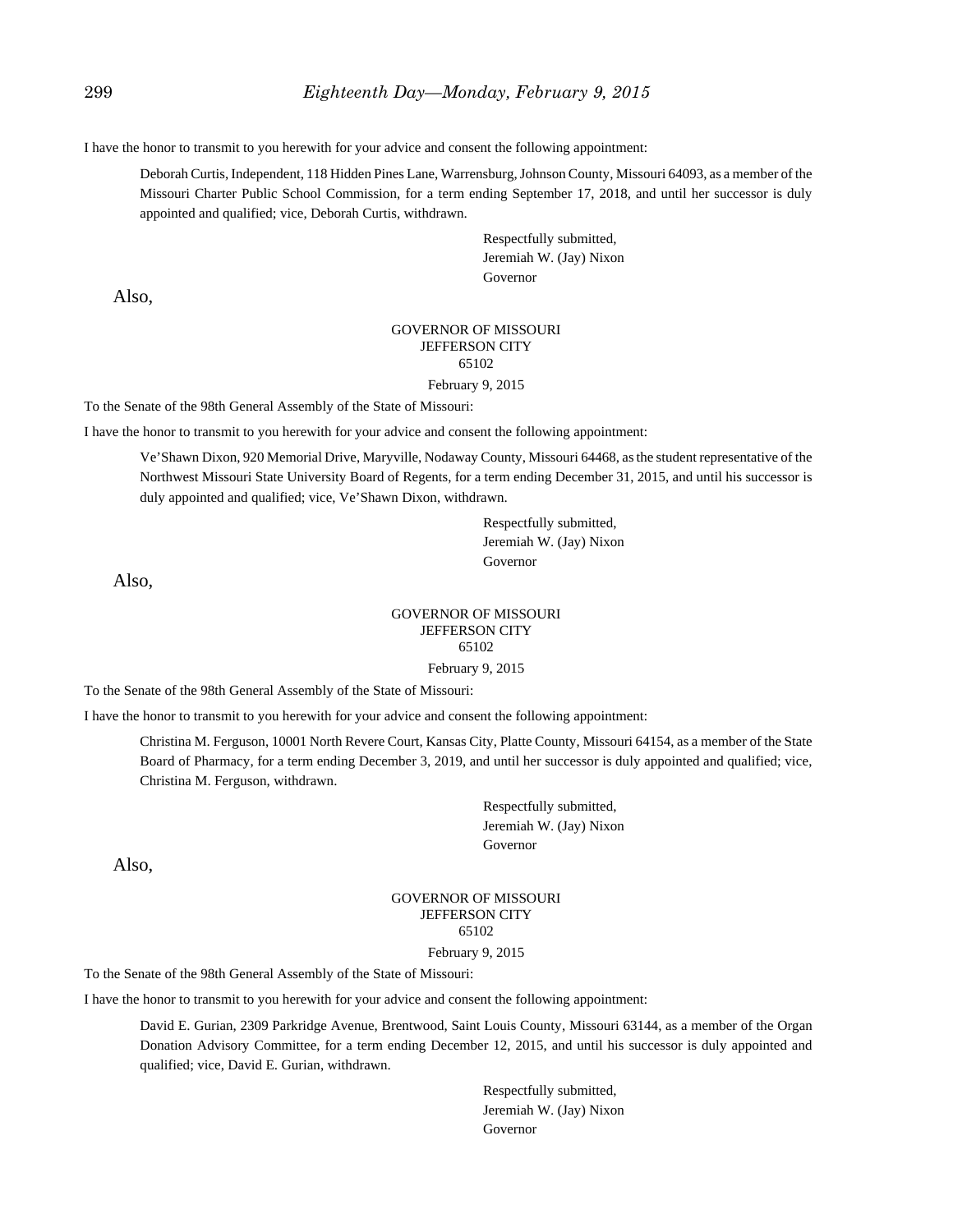I have the honor to transmit to you herewith for your advice and consent the following appointment:

> Deborah Curtis, Independent, 118 Hidden Pines Lane, Warrensburg, Johnson County, Missouri 64093, as a member of the Missouri Charter Public School Commission, for a term ending September 17, 2018, and until her successor is duly appointed and qualified; vice, Deborah Curtis, withdrawn.

Respectfully submitted,
Jeremiah W. (Jay) Nixon
Governor

Also,

GOVERNOR OF MISSOURI
JEFFERSON CITY
65102

February 9, 2015

To the Senate of the 98th General Assembly of the State of Missouri:

I have the honor to transmit to you herewith for your advice and consent the following appointment:

> Ve'Shawn Dixon, 920 Memorial Drive, Maryville, Nodaway County, Missouri 64468, as the student representative of the Northwest Missouri State University Board of Regents, for a term ending December 31, 2015, and until his successor is duly appointed and qualified; vice, Ve'Shawn Dixon, withdrawn.

Respectfully submitted,
Jeremiah W. (Jay) Nixon
Governor

Also,

GOVERNOR OF MISSOURI
JEFFERSON CITY
65102

February 9, 2015

To the Senate of the 98th General Assembly of the State of Missouri:

I have the honor to transmit to you herewith for your advice and consent the following appointment:

> Christina M. Ferguson, 10001 North Revere Court, Kansas City, Platte County, Missouri 64154, as a member of the State Board of Pharmacy, for a term ending December 3, 2019, and until her successor is duly appointed and qualified; vice, Christina M. Ferguson, withdrawn.

Respectfully submitted,
Jeremiah W. (Jay) Nixon
Governor

Also,

GOVERNOR OF MISSOURI
JEFFERSON CITY
65102

February 9, 2015

To the Senate of the 98th General Assembly of the State of Missouri:

I have the honor to transmit to you herewith for your advice and consent the following appointment:

> David E. Gurian, 2309 Parkridge Avenue, Brentwood, Saint Louis County, Missouri 63144, as a member of the Organ Donation Advisory Committee, for a term ending December 12, 2015, and until his successor is duly appointed and qualified; vice, David E. Gurian, withdrawn.

Respectfully submitted,
Jeremiah W. (Jay) Nixon
Governor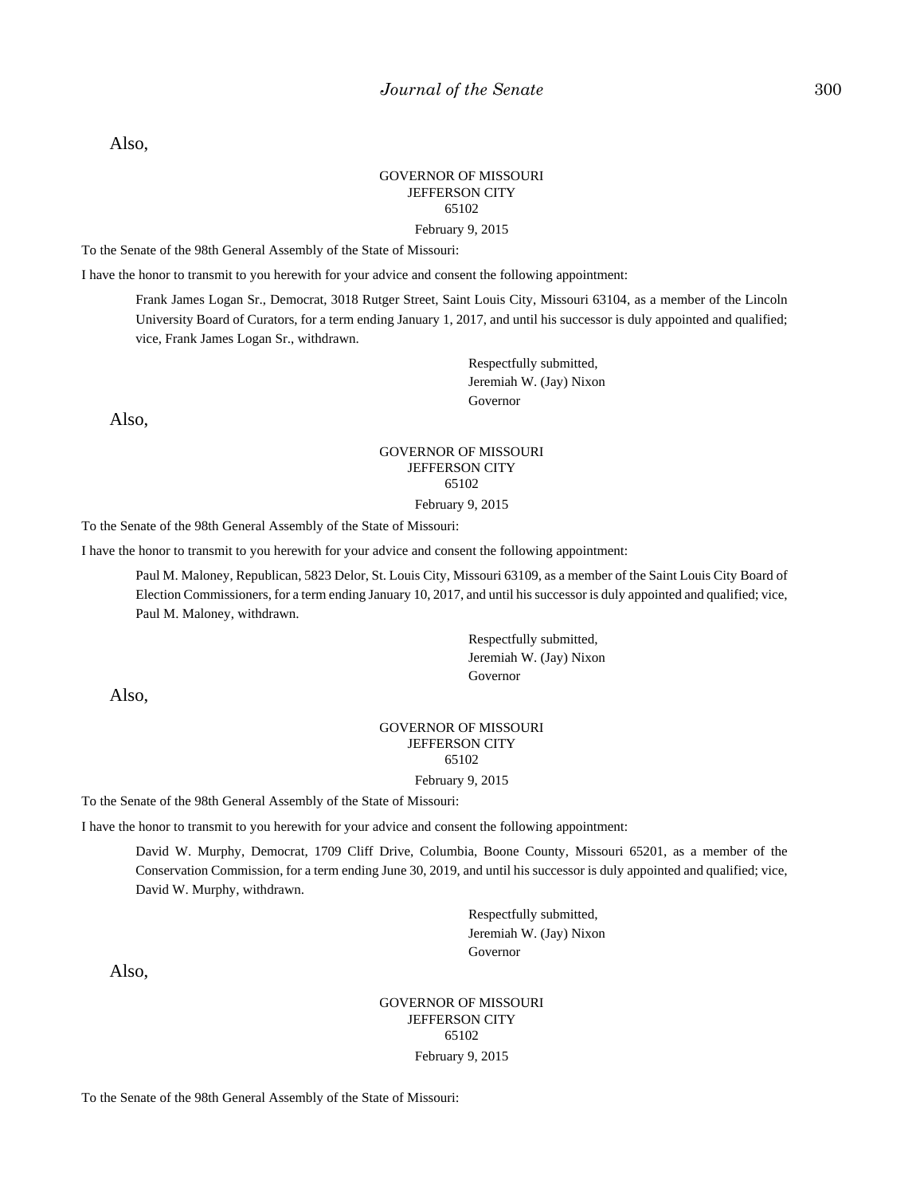Also,

GOVERNOR OF MISSOURI
JEFFERSON CITY
65102

February 9, 2015

To the Senate of the 98th General Assembly of the State of Missouri:

I have the honor to transmit to you herewith for your advice and consent the following appointment:

> Frank James Logan Sr., Democrat, 3018 Rutger Street, Saint Louis City, Missouri 63104, as a member of the Lincoln University Board of Curators, for a term ending January 1, 2017, and until his successor is duly appointed and qualified; vice, Frank James Logan Sr., withdrawn.

Respectfully submitted,
Jeremiah W. (Jay) Nixon
Governor

Also,

GOVERNOR OF MISSOURI
JEFFERSON CITY
65102

February 9, 2015

To the Senate of the 98th General Assembly of the State of Missouri:

I have the honor to transmit to you herewith for your advice and consent the following appointment:

> Paul M. Maloney, Republican, 5823 Delor, St. Louis City, Missouri 63109, as a member of the Saint Louis City Board of Election Commissioners, for a term ending January 10, 2017, and until his successor is duly appointed and qualified; vice, Paul M. Maloney, withdrawn.

Respectfully submitted,
Jeremiah W. (Jay) Nixon
Governor

Also,

GOVERNOR OF MISSOURI
JEFFERSON CITY
65102

February 9, 2015

To the Senate of the 98th General Assembly of the State of Missouri:

I have the honor to transmit to you herewith for your advice and consent the following appointment:

> David W. Murphy, Democrat, 1709 Cliff Drive, Columbia, Boone County, Missouri 65201, as a member of the Conservation Commission, for a term ending June 30, 2019, and until his successor is duly appointed and qualified; vice, David W. Murphy, withdrawn.

Respectfully submitted,
Jeremiah W. (Jay) Nixon
Governor

Also,

GOVERNOR OF MISSOURI
JEFFERSON CITY
65102

February 9, 2015

To the Senate of the 98th General Assembly of the State of Missouri: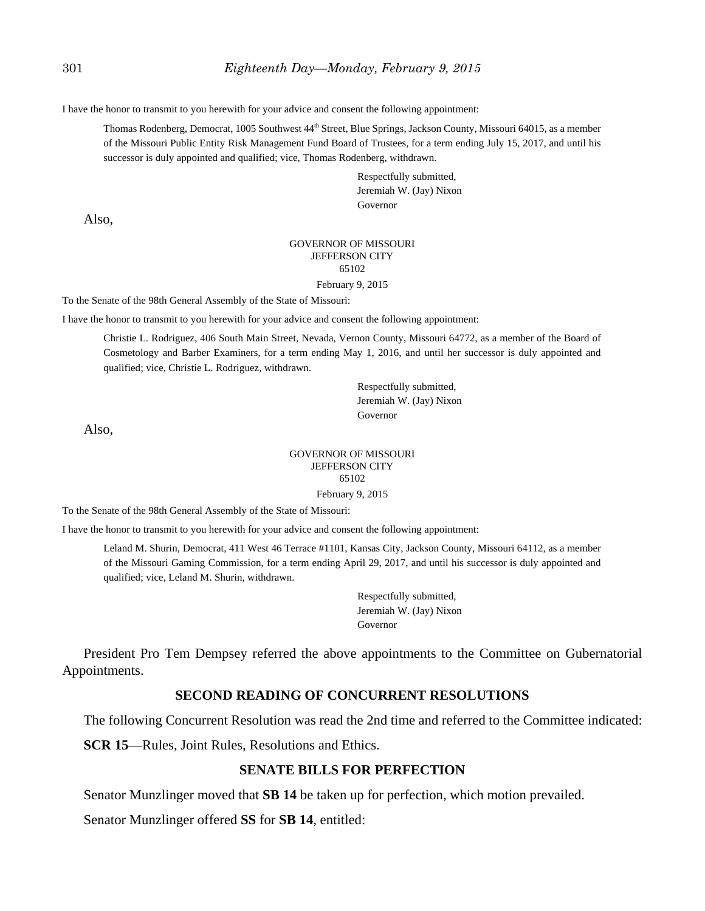I have the honor to transmit to you herewith for your advice and consent the following appointment:

> Thomas Rodenberg, Democrat, 1005 Southwest 44th Street, Blue Springs, Jackson County, Missouri 64015, as a member of the Missouri Public Entity Risk Management Fund Board of Trustees, for a term ending July 15, 2017, and until his successor is duly appointed and qualified; vice, Thomas Rodenberg, withdrawn.

Respectfully submitted,
Jeremiah W. (Jay) Nixon
Governor

Also,

GOVERNOR OF MISSOURI
JEFFERSON CITY
65102

February 9, 2015

To the Senate of the 98th General Assembly of the State of Missouri:

I have the honor to transmit to you herewith for your advice and consent the following appointment:

> Christie L. Rodriguez, 406 South Main Street, Nevada, Vernon County, Missouri 64772, as a member of the Board of Cosmetology and Barber Examiners, for a term ending May 1, 2016, and until her successor is duly appointed and qualified; vice, Christie L. Rodriguez, withdrawn.

Respectfully submitted,
Jeremiah W. (Jay) Nixon
Governor

Also,

GOVERNOR OF MISSOURI
JEFFERSON CITY
65102

February 9, 2015

To the Senate of the 98th General Assembly of the State of Missouri:

I have the honor to transmit to you herewith for your advice and consent the following appointment:

> Leland M. Shurin, Democrat, 411 West 46 Terrace #1101, Kansas City, Jackson County, Missouri 64112, as a member of the Missouri Gaming Commission, for a term ending April 29, 2017, and until his successor is duly appointed and qualified; vice, Leland M. Shurin, withdrawn.

Respectfully submitted,
Jeremiah W. (Jay) Nixon
Governor

President Pro Tem Dempsey referred the above appointments to the Committee on Gubernatorial Appointments.

## SECOND READING OF CONCURRENT RESOLUTIONS

The following Concurrent Resolution was read the 2nd time and referred to the Committee indicated:

**SCR 15**—Rules, Joint Rules, Resolutions and Ethics.

## SENATE BILLS FOR PERFECTION

Senator Munzlinger moved that **SB 14** be taken up for perfection, which motion prevailed.

Senator Munzlinger offered **SS** for **SB 14**, entitled: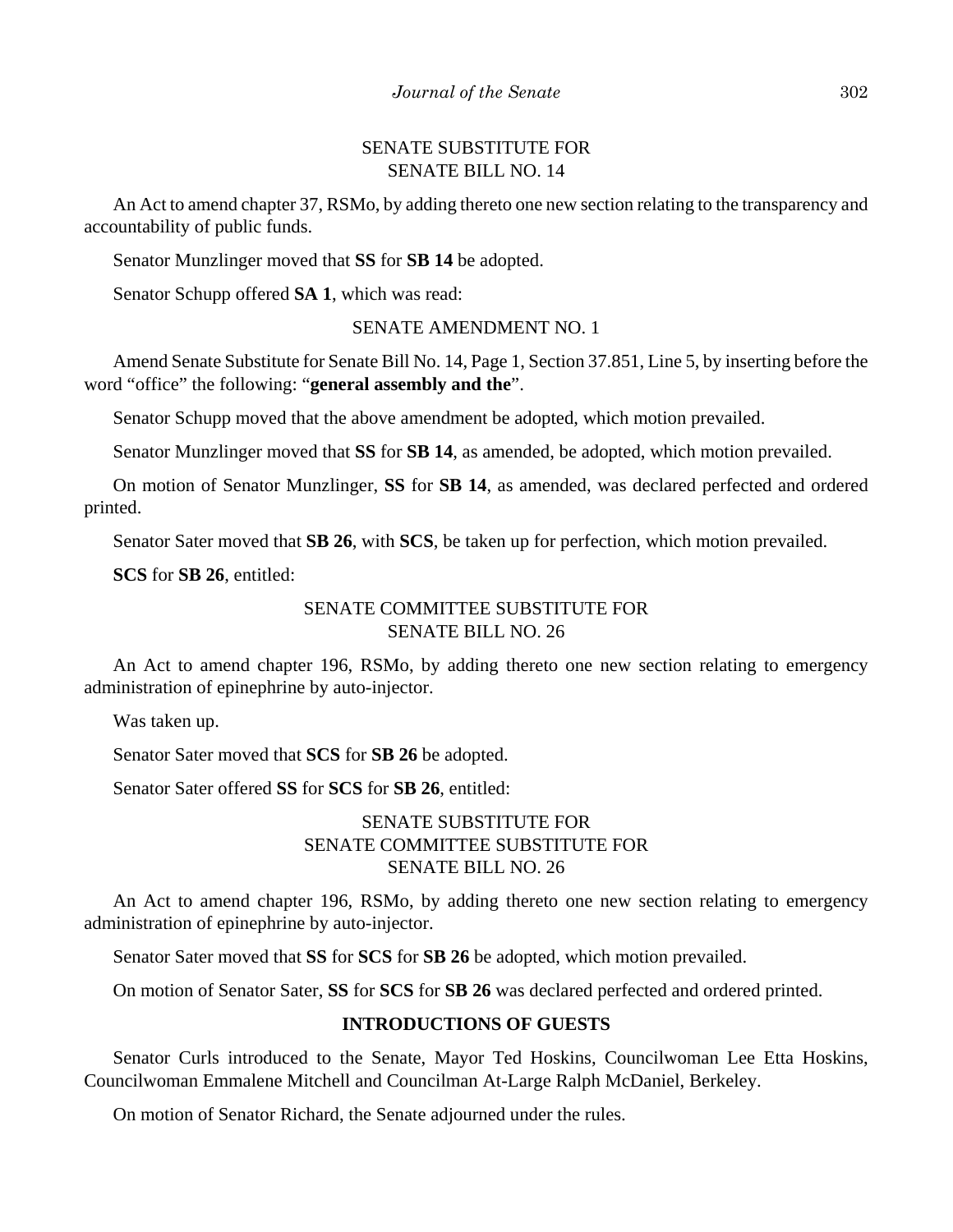SENATE SUBSTITUTE FOR
SENATE BILL NO. 14

An Act to amend chapter 37, RSMo, by adding thereto one new section relating to the transparency and accountability of public funds.

Senator Munzlinger moved that **SS** for **SB 14** be adopted.

Senator Schupp offered **SA 1**, which was read:

SENATE AMENDMENT NO. 1

Amend Senate Substitute for Senate Bill No. 14, Page 1, Section 37.851, Line 5, by inserting before the word "office" the following: "**general assembly and the**".

Senator Schupp moved that the above amendment be adopted, which motion prevailed.

Senator Munzlinger moved that **SS** for **SB 14**, as amended, be adopted, which motion prevailed.

On motion of Senator Munzlinger, **SS** for **SB 14**, as amended, was declared perfected and ordered printed.

Senator Sater moved that **SB 26**, with **SCS**, be taken up for perfection, which motion prevailed.

**SCS** for **SB 26**, entitled:

SENATE COMMITTEE SUBSTITUTE FOR
SENATE BILL NO. 26

An Act to amend chapter 196, RSMo, by adding thereto one new section relating to emergency administration of epinephrine by auto-injector.

Was taken up.

Senator Sater moved that **SCS** for **SB 26** be adopted.

Senator Sater offered **SS** for **SCS** for **SB 26**, entitled:

SENATE SUBSTITUTE FOR
SENATE COMMITTEE SUBSTITUTE FOR
SENATE BILL NO. 26

An Act to amend chapter 196, RSMo, by adding thereto one new section relating to emergency administration of epinephrine by auto-injector.

Senator Sater moved that **SS** for **SCS** for **SB 26** be adopted, which motion prevailed.

On motion of Senator Sater, **SS** for **SCS** for **SB 26** was declared perfected and ordered printed.

**INTRODUCTIONS OF GUESTS**

Senator Curls introduced to the Senate, Mayor Ted Hoskins, Councilwoman Lee Etta Hoskins, Councilwoman Emmalene Mitchell and Councilman At-Large Ralph McDaniel, Berkeley.

On motion of Senator Richard, the Senate adjourned under the rules.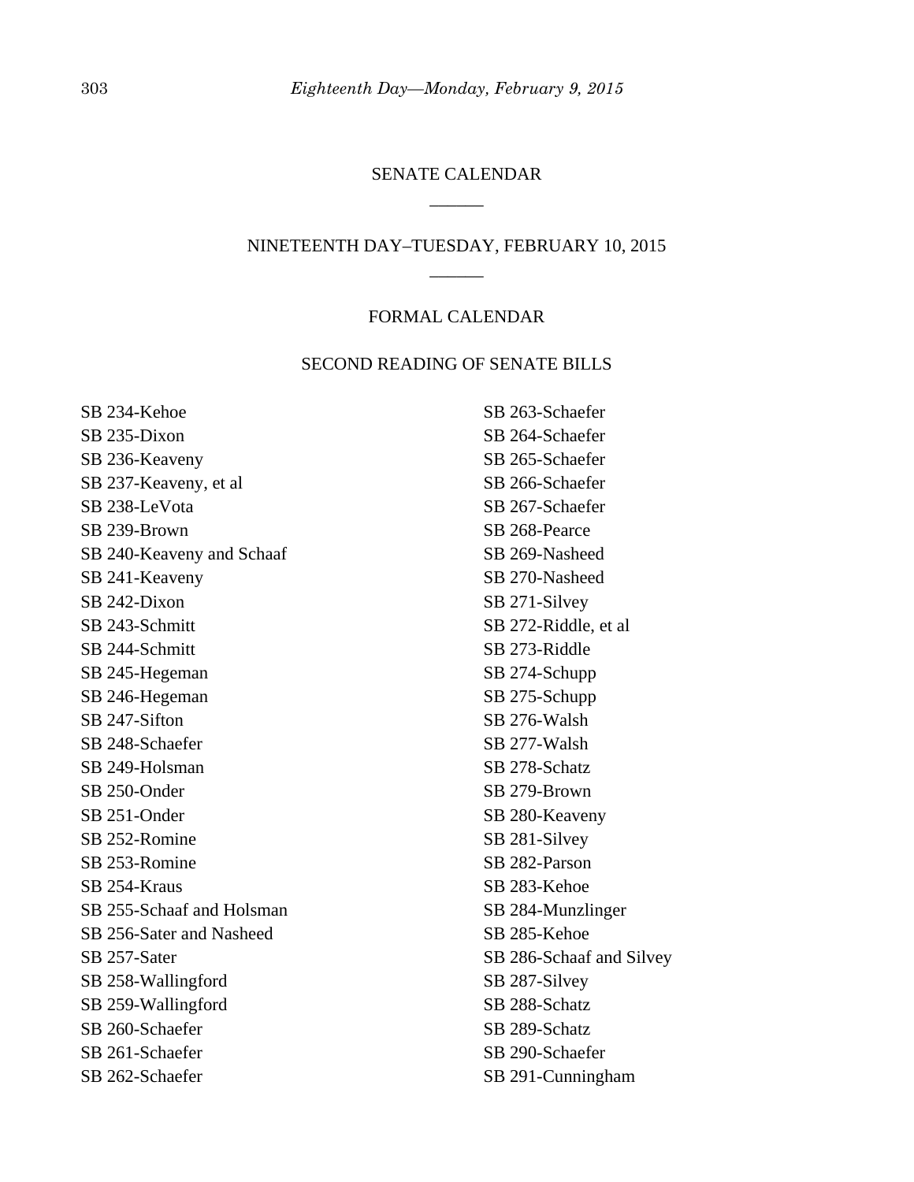# SENATE CALENDAR

## NINETEENTH DAY–TUESDAY, FEBRUARY 10, 2015

### FORMAL CALENDAR

### SECOND READING OF SENATE BILLS

SB 234-Kehoe
SB 235-Dixon
SB 236-Keaveny
SB 237-Keaveny, et al
SB 238-LeVota
SB 239-Brown
SB 240-Keaveny and Schaaf
SB 241-Keaveny
SB 242-Dixon
SB 243-Schmitt
SB 244-Schmitt
SB 245-Hegeman
SB 246-Hegeman
SB 247-Sifton
SB 248-Schaefer
SB 249-Holsman
SB 250-Onder
SB 251-Onder
SB 252-Romine
SB 253-Romine
SB 254-Kraus
SB 255-Schaaf and Holsman
SB 256-Sater and Nasheed
SB 257-Sater
SB 258-Wallingford
SB 259-Wallingford
SB 260-Schaefer
SB 261-Schaefer
SB 262-Schaefer
SB 263-Schaefer
SB 264-Schaefer
SB 265-Schaefer
SB 266-Schaefer
SB 267-Schaefer
SB 268-Pearce
SB 269-Nasheed
SB 270-Nasheed
SB 271-Silvey
SB 272-Riddle, et al
SB 273-Riddle
SB 274-Schupp
SB 275-Schupp
SB 276-Walsh
SB 277-Walsh
SB 278-Schatz
SB 279-Brown
SB 280-Keaveny
SB 281-Silvey
SB 282-Parson
SB 283-Kehoe
SB 284-Munzlinger
SB 285-Kehoe
SB 286-Schaaf and Silvey
SB 287-Silvey
SB 288-Schatz
SB 289-Schatz
SB 290-Schaefer
SB 291-Cunningham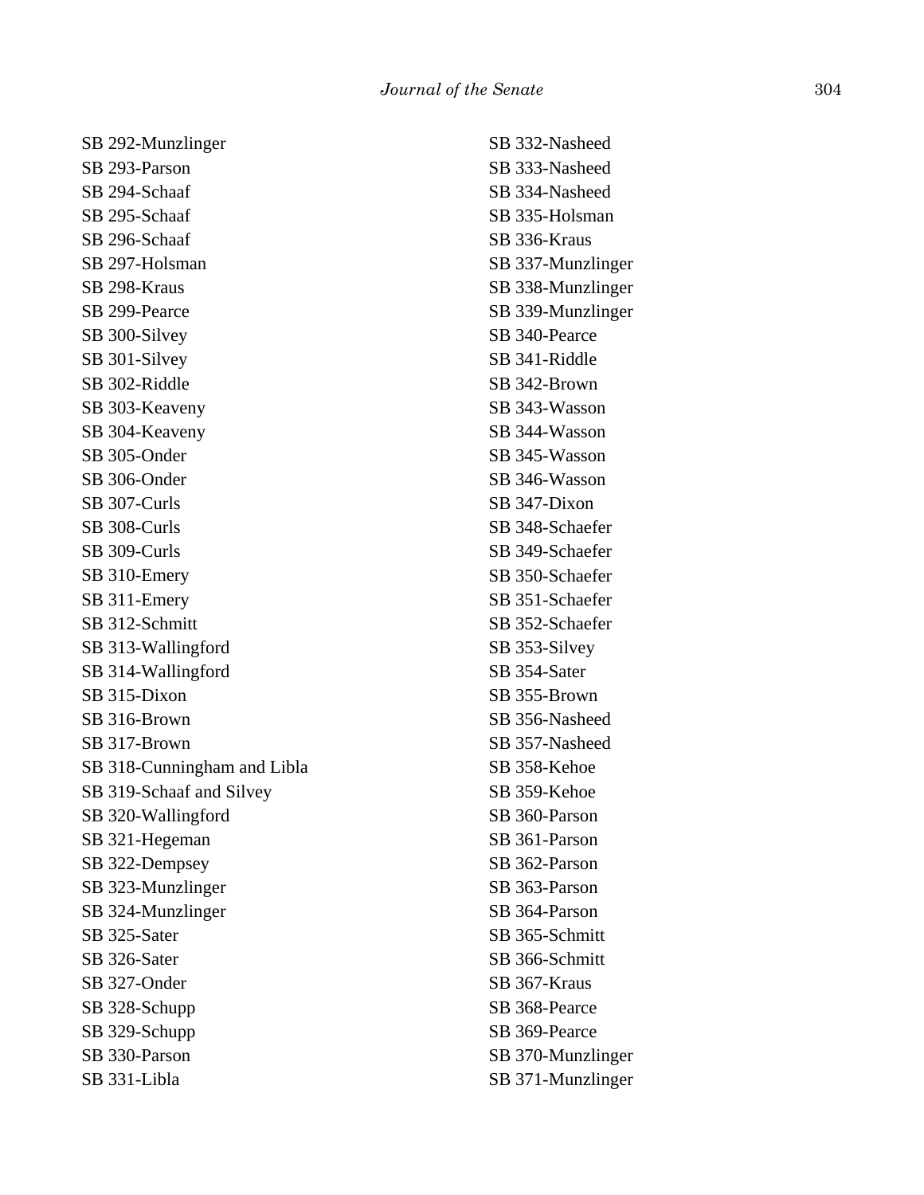SB 292-Munzlinger
SB 293-Parson
SB 294-Schaaf
SB 295-Schaaf
SB 296-Schaaf
SB 297-Holsman
SB 298-Kraus
SB 299-Pearce
SB 300-Silvey
SB 301-Silvey
SB 302-Riddle
SB 303-Keaveny
SB 304-Keaveny
SB 305-Onder
SB 306-Onder
SB 307-Curls
SB 308-Curls
SB 309-Curls
SB 310-Emery
SB 311-Emery
SB 312-Schmitt
SB 313-Wallingford
SB 314-Wallingford
SB 315-Dixon
SB 316-Brown
SB 317-Brown
SB 318-Cunningham and Libla
SB 319-Schaaf and Silvey
SB 320-Wallingford
SB 321-Hegeman
SB 322-Dempsey
SB 323-Munzlinger
SB 324-Munzlinger
SB 325-Sater
SB 326-Sater
SB 327-Onder
SB 328-Schupp
SB 329-Schupp
SB 330-Parson
SB 331-Libla
SB 332-Nasheed
SB 333-Nasheed
SB 334-Nasheed
SB 335-Holsman
SB 336-Kraus
SB 337-Munzlinger
SB 338-Munzlinger
SB 339-Munzlinger
SB 340-Pearce
SB 341-Riddle
SB 342-Brown
SB 343-Wasson
SB 344-Wasson
SB 345-Wasson
SB 346-Wasson
SB 347-Dixon
SB 348-Schaefer
SB 349-Schaefer
SB 350-Schaefer
SB 351-Schaefer
SB 352-Schaefer
SB 353-Silvey
SB 354-Sater
SB 355-Brown
SB 356-Nasheed
SB 357-Nasheed
SB 358-Kehoe
SB 359-Kehoe
SB 360-Parson
SB 361-Parson
SB 362-Parson
SB 363-Parson
SB 364-Parson
SB 365-Schmitt
SB 366-Schmitt
SB 367-Kraus
SB 368-Pearce
SB 369-Pearce
SB 370-Munzlinger
SB 371-Munzlinger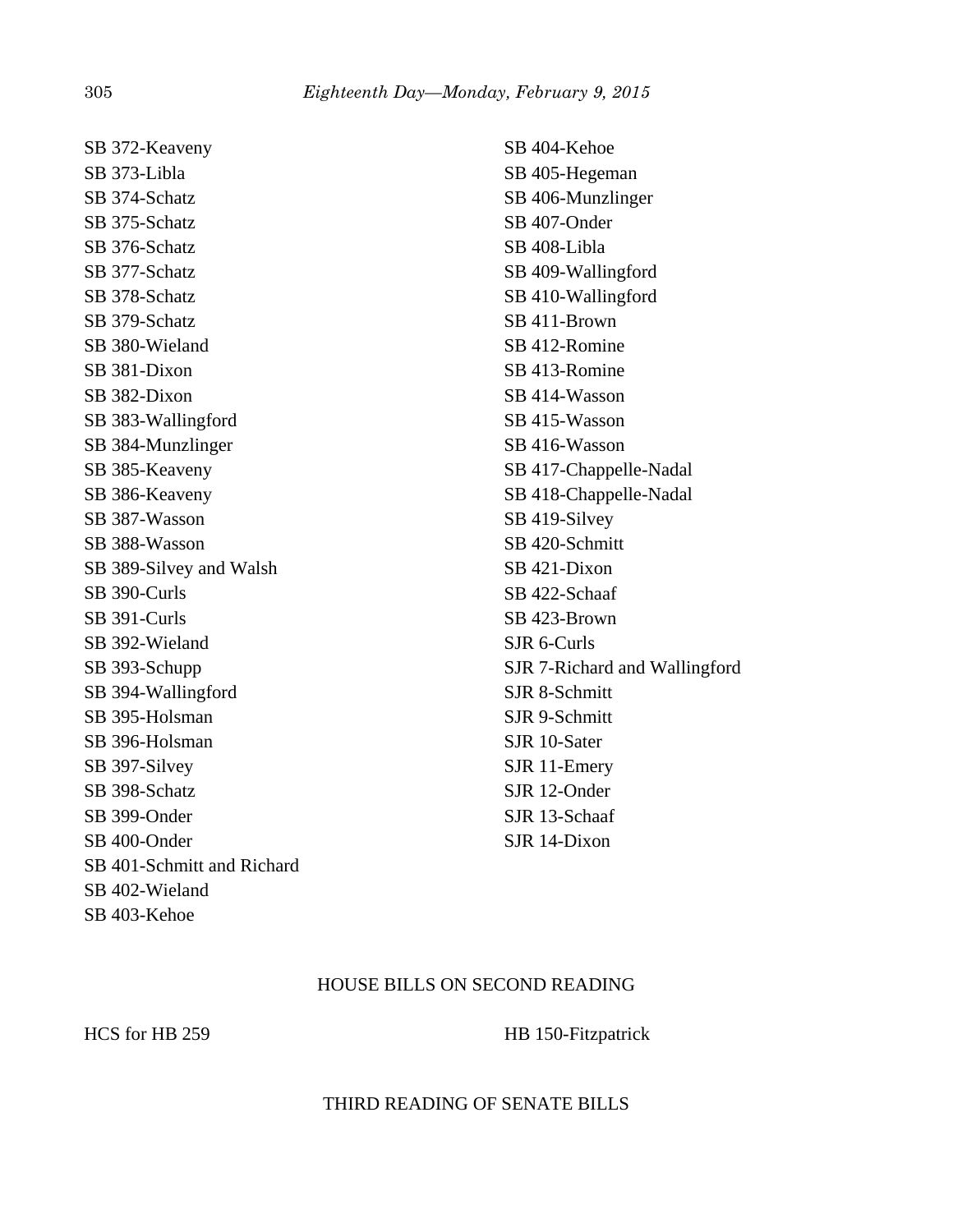SB 372-Keaveny
SB 373-Libla
SB 374-Schatz
SB 375-Schatz
SB 376-Schatz
SB 377-Schatz
SB 378-Schatz
SB 379-Schatz
SB 380-Wieland
SB 381-Dixon
SB 382-Dixon
SB 383-Wallingford
SB 384-Munzlinger
SB 385-Keaveny
SB 386-Keaveny
SB 387-Wasson
SB 388-Wasson
SB 389-Silvey and Walsh
SB 390-Curls
SB 391-Curls
SB 392-Wieland
SB 393-Schupp
SB 394-Wallingford
SB 395-Holsman
SB 396-Holsman
SB 397-Silvey
SB 398-Schatz
SB 399-Onder
SB 400-Onder
SB 401-Schmitt and Richard
SB 402-Wieland
SB 403-Kehoe
SB 404-Kehoe
SB 405-Hegeman
SB 406-Munzlinger
SB 407-Onder
SB 408-Libla
SB 409-Wallingford
SB 410-Wallingford
SB 411-Brown
SB 412-Romine
SB 413-Romine
SB 414-Wasson
SB 415-Wasson
SB 416-Wasson
SB 417-Chappelle-Nadal
SB 418-Chappelle-Nadal
SB 419-Silvey
SB 420-Schmitt
SB 421-Dixon
SB 422-Schaaf
SB 423-Brown
SJR 6-Curls
SJR 7-Richard and Wallingford
SJR 8-Schmitt
SJR 9-Schmitt
SJR 10-Sater
SJR 11-Emery
SJR 12-Onder
SJR 13-Schaaf
SJR 14-Dixon

## HOUSE BILLS ON SECOND READING

HCS for HB 259
HB 150-Fitzpatrick

## THIRD READING OF SENATE BILLS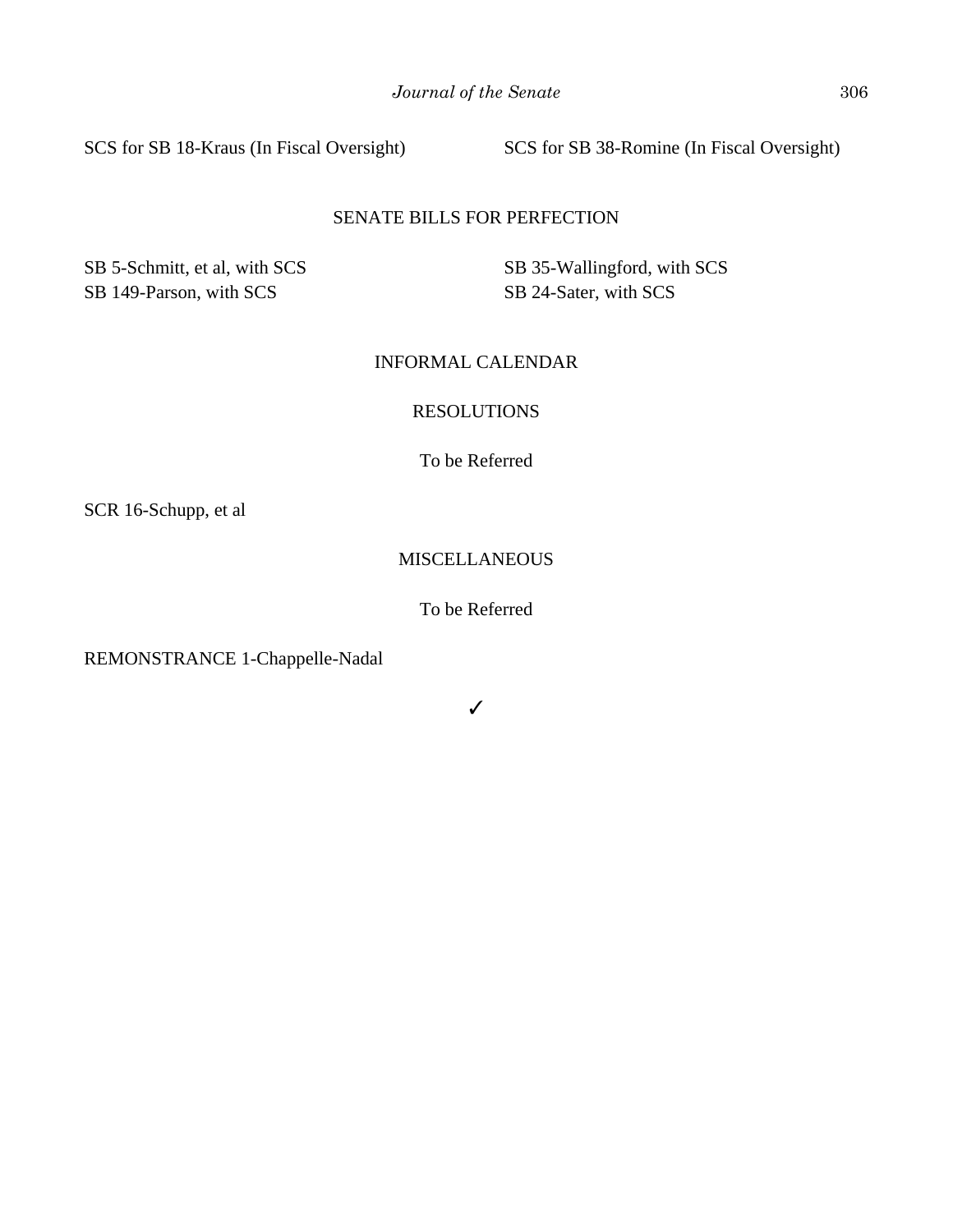SCS for SB 18-Kraus (In Fiscal Oversight)

SCS for SB 38-Romine (In Fiscal Oversight)

## SENATE BILLS FOR PERFECTION

SB 5-Schmitt, et al, with SCS

SB 149-Parson, with SCS

SB 35-Wallingford, with SCS

SB 24-Sater, with SCS

## INFORMAL CALENDAR

### RESOLUTIONS

#### To be Referred

SCR 16-Schupp, et al

### MISCELLANEOUS

#### To be Referred

REMONSTRANCE 1-Chappelle-Nadal

✓